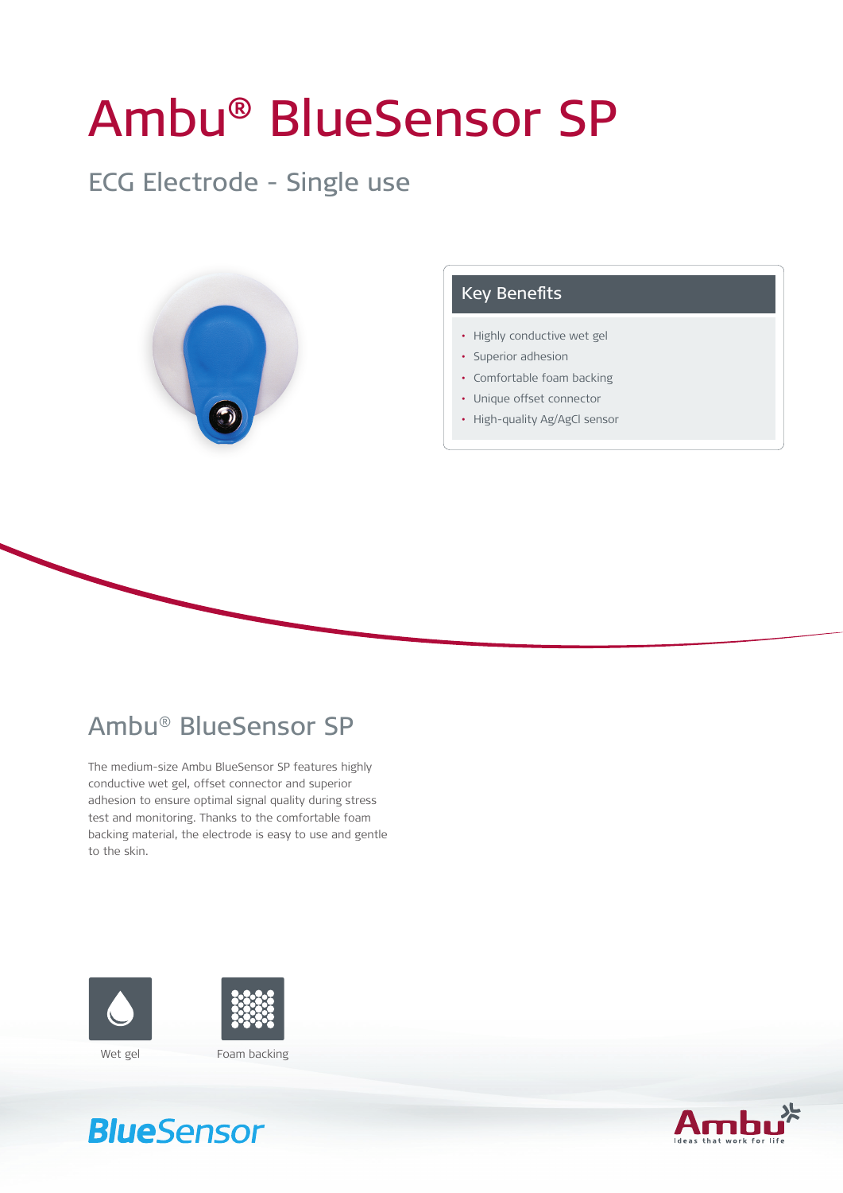# Ambu® BlueSensor SP

## ECG Electrode - Single use

### Key Benefits

- Highly conductive wet gel
- Superior adhesion
- Comfortable foam backing
- Unique offset connector
- High-quality Ag/AgCl sensor

## Ambu® BlueSensor SP

The medium-size Ambu BlueSensor SP features highly conductive wet gel, offset connector and superior adhesion to ensure optimal signal quality during stress test and monitoring. Thanks to the comfortable foam backing material, the electrode is easy to use and gentle to the skin.

Wet gel

Foam backing

BlueSensor

Ambu
Ideas that work for life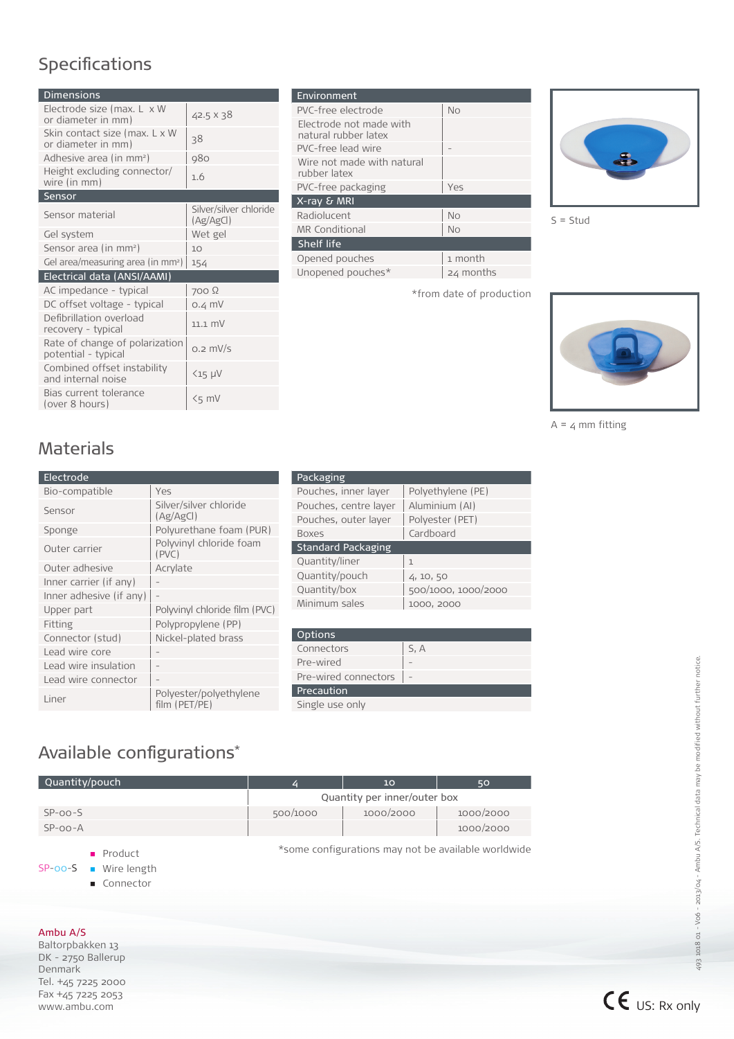## Specifications

| Dimensions | |
|---|---|
| Electrode size (max. L x W or diameter in mm) | 42.5 x 38 |
| Skin contact size (max. L x W or diameter in mm) | 38 |
| Adhesive area (in mm²) | 980 |
| Height excluding connector/ wire (in mm) | 1.6 |
| **Sensor** | |
| Sensor material | Silver/silver chloride (Ag/AgCl) |
| Gel system | Wet gel |
| Sensor area (in mm²) | 10 |
| Gel area/measuring area (in mm²) | 154 |
| **Electrical data (ANSI/AAMI)** | |
| AC impedance - typical | 700 Ω |
| DC offset voltage - typical | 0.4 mV |
| Defibrillation overload recovery - typical | 11.1 mV |
| Rate of change of polarization potential - typical | 0.2 mV/s |
| Combined offset instability and internal noise | <15 µV |
| Bias current tolerance (over 8 hours) | <5 mV |

| Environment | |
|---|---|
| PVC-free electrode | No |
| Electrode not made with natural rubber latex | |
| PVC-free lead wire | - |
| Wire not made with natural rubber latex | |
| PVC-free packaging | Yes |
| **X-ray & MRI** | |
| Radiolucent | No |
| MR Conditional | No |
| **Shelf life** | |
| Opened pouches | 1 month |
| Unopened pouches* | 24 months |

*from date of production

S = Stud

A = 4 mm fitting

## Materials

| Electrode | |
|---|---|
| Bio-compatible | Yes |
| Sensor | Silver/silver chloride (Ag/AgCl) |
| Sponge | Polyurethane foam (PUR) |
| Outer carrier | Polyvinyl chloride foam (PVC) |
| Outer adhesive | Acrylate |
| Inner carrier (if any) | - |
| Inner adhesive (if any) | - |
| Upper part | Polyvinyl chloride film (PVC) |
| Fitting | Polypropylene (PP) |
| Connector (stud) | Nickel-plated brass |
| Lead wire core | - |
| Lead wire insulation | - |
| Lead wire connector | - |
| Liner | Polyester/polyethylene film (PET/PE) |

| Packaging | |
|---|---|
| Pouches, inner layer | Polyethylene (PE) |
| Pouches, centre layer | Aluminium (Al) |
| Pouches, outer layer | Polyester (PET) |
| Boxes | Cardboard |
| **Standard Packaging** | |
| Quantity/liner | 1 |
| Quantity/pouch | 4, 10, 50 |
| Quantity/box | 500/1000, 1000/2000 |
| Minimum sales | 1000, 2000 |

| Options | |
|---|---|
| Connectors | S, A |
| Pre-wired | - |
| Pre-wired connectors | - |
| **Precaution** | |
| Single use only | |

## Available configurations*

| Quantity/pouch | 4 | 10 | 50 |
|---|---|---|---|
| | Quantity per inner/outer box | | |
| SP-00-S | 500/1000 | 1000/2000 | 1000/2000 |
| SP-00-A | | | 1000/2000 |

*some configurations may not be available worldwide

SP-00-S
- Product
- Wire length
- Connector

**Ambu A/S**
Baltorpbakken 13
DK - 2750 Ballerup
Denmark
Tel. +45 7225 2000
Fax +45 7225 2053
www.ambu.com

493 1018 01 - V06 - 2013/04 - Ambu A/S. Technical data may be modified without further notice.

CE US: Rx only